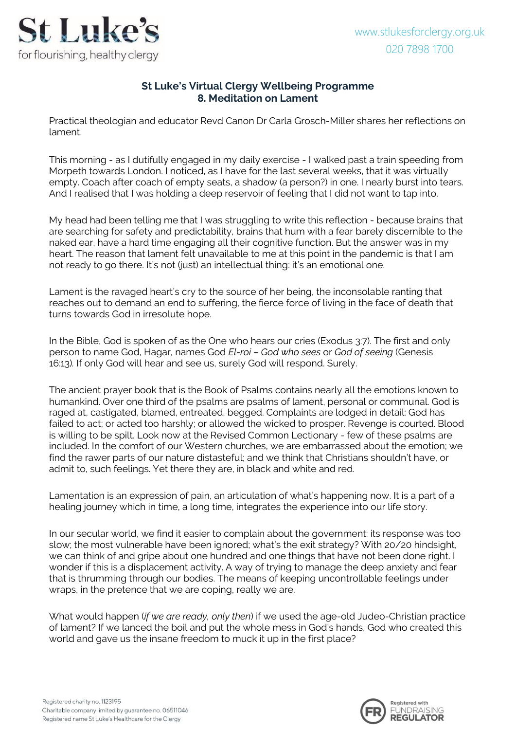St Luke's
for flourishing, healthy clergy

www.stlukesforclergy.org.uk
020 7898 1700

## St Luke's Virtual Clergy Wellbeing Programme
## 8. Meditation on Lament

Practical theologian and educator Revd Canon Dr Carla Grosch-Miller shares her reflections on lament.

This morning - as I dutifully engaged in my daily exercise - I walked past a train speeding from Morpeth towards London. I noticed, as I have for the last several weeks, that it was virtually empty. Coach after coach of empty seats, a shadow (a person?) in one. I nearly burst into tears. And I realised that I was holding a deep reservoir of feeling that I did not want to tap into.

My head had been telling me that I was struggling to write this reflection - because brains that are searching for safety and predictability, brains that hum with a fear barely discernible to the naked ear, have a hard time engaging all their cognitive function. But the answer was in my heart. The reason that lament felt unavailable to me at this point in the pandemic is that I am not ready to go there. It's not (just) an intellectual thing: it's an emotional one.

Lament is the ravaged heart's cry to the source of her being, the inconsolable ranting that reaches out to demand an end to suffering, the fierce force of living in the face of death that turns towards God in irresolute hope.

In the Bible, God is spoken of as the One who hears our cries (Exodus 3:7). The first and only person to name God, Hagar, names God *El-roi – God who sees* or *God of seeing* (Genesis 16:13). If only God will hear and see us, surely God will respond. Surely.

The ancient prayer book that is the Book of Psalms contains nearly all the emotions known to humankind. Over one third of the psalms are psalms of lament, personal or communal. God is raged at, castigated, blamed, entreated, begged. Complaints are lodged in detail: God has failed to act; or acted too harshly; or allowed the wicked to prosper. Revenge is courted. Blood is willing to be spilt. Look now at the Revised Common Lectionary - few of these psalms are included. In the comfort of our Western churches, we are embarrassed about the emotion; we find the rawer parts of our nature distasteful; and we think that Christians shouldn't have, or admit to, such feelings. Yet there they are, in black and white and red.

Lamentation is an expression of pain, an articulation of what's happening now. It is a part of a healing journey which in time, a long time, integrates the experience into our life story.

In our secular world, we find it easier to complain about the government: its response was too slow; the most vulnerable have been ignored; what's the exit strategy? With 20/20 hindsight, we can think of and gripe about one hundred and one things that have not been done right. I wonder if this is a displacement activity. A way of trying to manage the deep anxiety and fear that is thrumming through our bodies. The means of keeping uncontrollable feelings under wraps, in the pretence that we are coping, really we are.

What would happen (*if we are ready, only then*) if we used the age-old Judeo-Christian practice of lament? If we lanced the boil and put the whole mess in God's hands, God who created this world and gave us the insane freedom to muck it up in the first place?

Registered charity no. 1123195
Charitable company limited by guarantee no. 06511046
Registered name St Luke's Healthcare for the Clergy

Registered with FUNDRAISING REGULATOR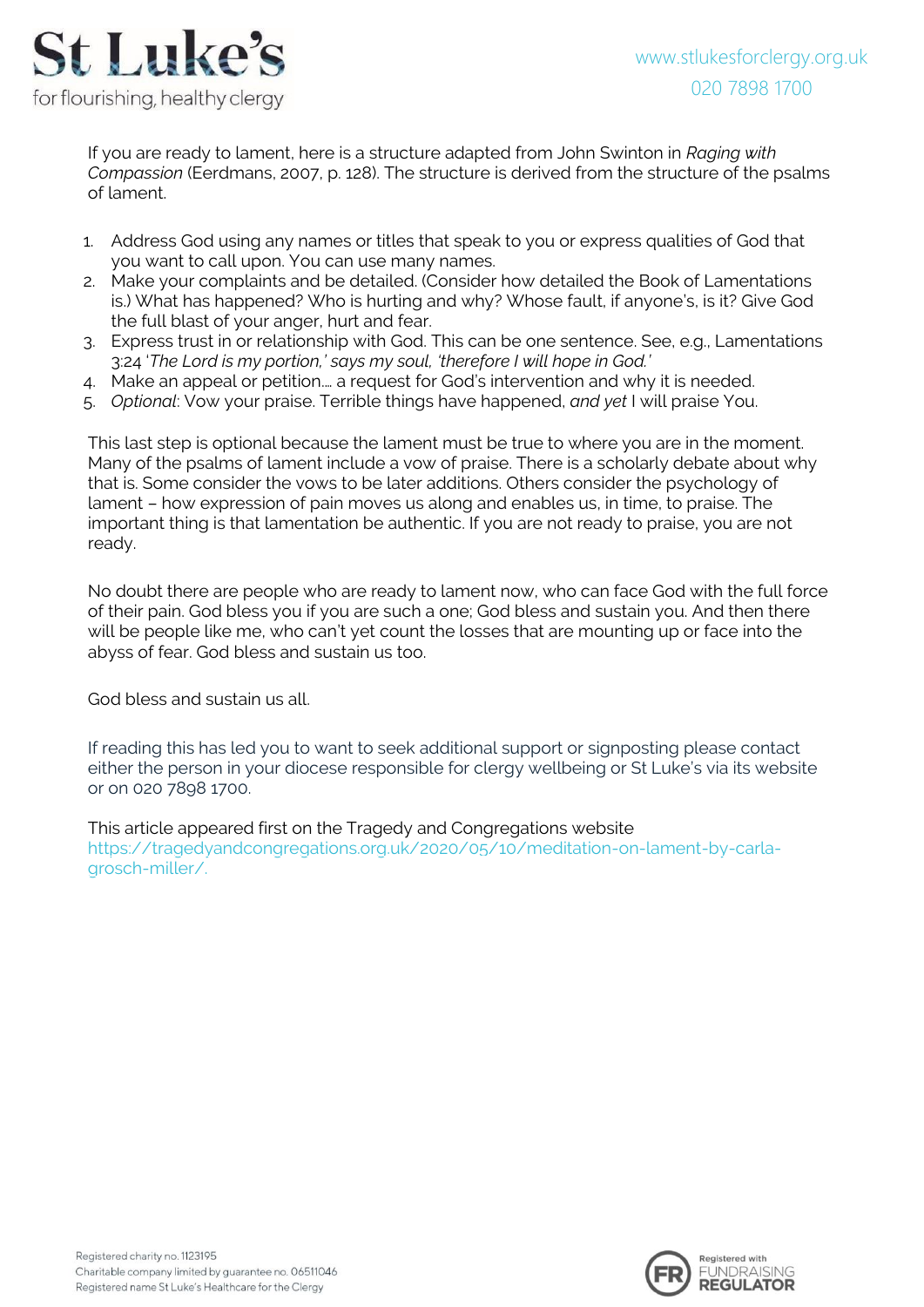If you are ready to lament, here is a structure adapted from John Swinton in *Raging with Compassion* (Eerdmans, 2007, p. 128). The structure is derived from the structure of the psalms of lament.

1. Address God using any names or titles that speak to you or express qualities of God that you want to call upon. You can use many names.
2. Make your complaints and be detailed. (Consider how detailed the Book of Lamentations is.) What has happened? Who is hurting and why? Whose fault, if anyone's, is it? Give God the full blast of your anger, hurt and fear.
3. Express trust in or relationship with God. This can be one sentence. See, e.g., Lamentations 3:24 '*The Lord is my portion,' says my soul, 'therefore I will hope in God.'*
4. Make an appeal or petition.... a request for God's intervention and why it is needed.
5. *Optional*: Vow your praise. Terrible things have happened, *and yet* I will praise You.

This last step is optional because the lament must be true to where you are in the moment. Many of the psalms of lament include a vow of praise. There is a scholarly debate about why that is. Some consider the vows to be later additions. Others consider the psychology of lament – how expression of pain moves us along and enables us, in time, to praise. The important thing is that lamentation be authentic. If you are not ready to praise, you are not ready.

No doubt there are people who are ready to lament now, who can face God with the full force of their pain. God bless you if you are such a one; God bless and sustain you. And then there will be people like me, who can't yet count the losses that are mounting up or face into the abyss of fear. God bless and sustain us too.

God bless and sustain us all.

If reading this has led you to want to seek additional support or signposting please contact either the person in your diocese responsible for clergy wellbeing or St Luke's via its website or on 020 7898 1700.

This article appeared first on the Tragedy and Congregations website https://tragedyandcongregations.org.uk/2020/05/10/meditation-on-lament-by-carla-grosch-miller/.